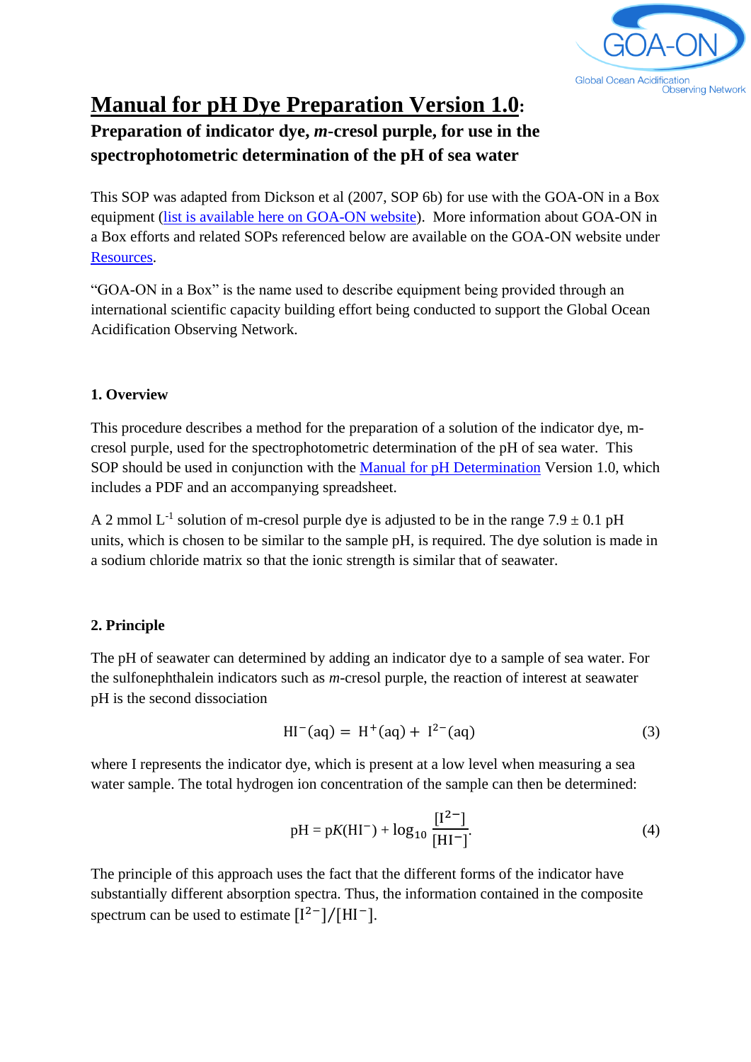# Manual for pH Dye Preparation Version 1.0:

## Preparation of indicator dye, *m*-cresol purple, for use in the spectrophotometric determination of the pH of sea water

This SOP was adapted from Dickson et al (2007, SOP 6b) for use with the GOA-ON in a Box equipment (list is available here on GOA-ON website). More information about GOA-ON in a Box efforts and related SOPs referenced below are available on the GOA-ON website under Resources.

"GOA-ON in a Box" is the name used to describe equipment being provided through an international scientific capacity building effort being conducted to support the Global Ocean Acidification Observing Network.

### 1. Overview

This procedure describes a method for the preparation of a solution of the indicator dye, m-cresol purple, used for the spectrophotometric determination of the pH of sea water. This SOP should be used in conjunction with the Manual for pH Determination Version 1.0, which includes a PDF and an accompanying spreadsheet.

A 2 mmol $L^{-1}$ solution of m-cresol purple dye is adjusted to be in the range 7.9 ± 0.1 pH units, which is chosen to be similar to the sample pH, is required. The dye solution is made in a sodium chloride matrix so that the ionic strength is similar that of seawater.

### 2. Principle

The pH of seawater can determined by adding an indicator dye to a sample of sea water. For the sulfonephthalein indicators such as *m*-cresol purple, the reaction of interest at seawater pH is the second dissociation

$$\mathrm{HI^{-}(aq) = H^{+}(aq) + I^{2-}(aq)} \tag{3}$$

where I represents the indicator dye, which is present at a low level when measuring a sea water sample. The total hydrogen ion concentration of the sample can then be determined:

$$\mathrm{pH} = \mathrm{p}K(\mathrm{HI^{-}}) + \log_{10}\frac{[\mathrm{I^{2-}}]}{[\mathrm{HI^{-}}]}. \tag{4}$$

The principle of this approach uses the fact that the different forms of the indicator have substantially different absorption spectra. Thus, the information contained in the composite spectrum can be used to estimate $[\mathrm{I^{2-}}]/[\mathrm{HI^{-}}]$.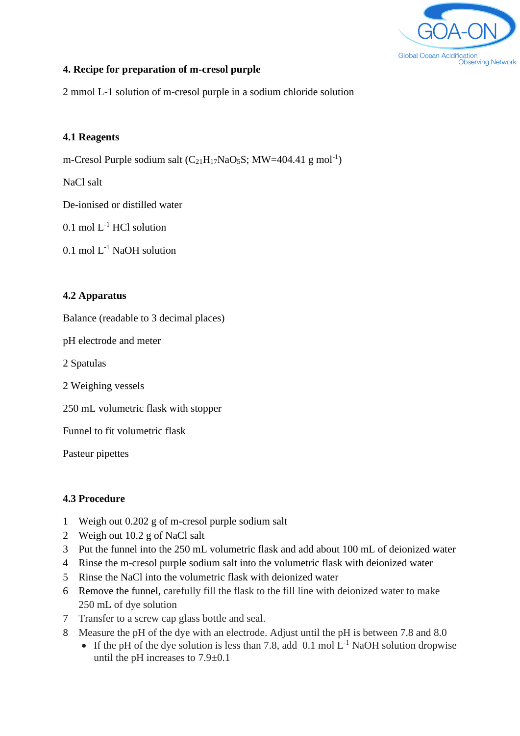## 4. Recipe for preparation of m-cresol purple

2 mmol L-1 solution of m-cresol purple in a sodium chloride solution

### 4.1 Reagents

m-Cresol Purple sodium salt ($C_{21}H_{17}NaO_5S$; MW=404.41 g $mol^{-1}$)

NaCl salt

De-ionised or distilled water

0.1 mol $L^{-1}$ HCl solution

0.1 mol $L^{-1}$ NaOH solution

### 4.2 Apparatus

Balance (readable to 3 decimal places)

pH electrode and meter

2 Spatulas

2 Weighing vessels

250 mL volumetric flask with stopper

Funnel to fit volumetric flask

Pasteur pipettes

### 4.3 Procedure

1. Weigh out 0.202 g of m-cresol purple sodium salt
2. Weigh out 10.2 g of NaCl salt
3. Put the funnel into the 250 mL volumetric flask and add about 100 mL of deionized water
4. Rinse the m-cresol purple sodium salt into the volumetric flask with deionized water
5. Rinse the NaCl into the volumetric flask with deionized water
6. Remove the funnel, carefully fill the flask to the fill line with deionized water to make 250 mL of dye solution
7. Transfer to a screw cap glass bottle and seal.
8. Measure the pH of the dye with an electrode. Adjust until the pH is between 7.8 and 8.0
   - If the pH of the dye solution is less than 7.8, add 0.1 mol $L^{-1}$ NaOH solution dropwise until the pH increases to 7.9±0.1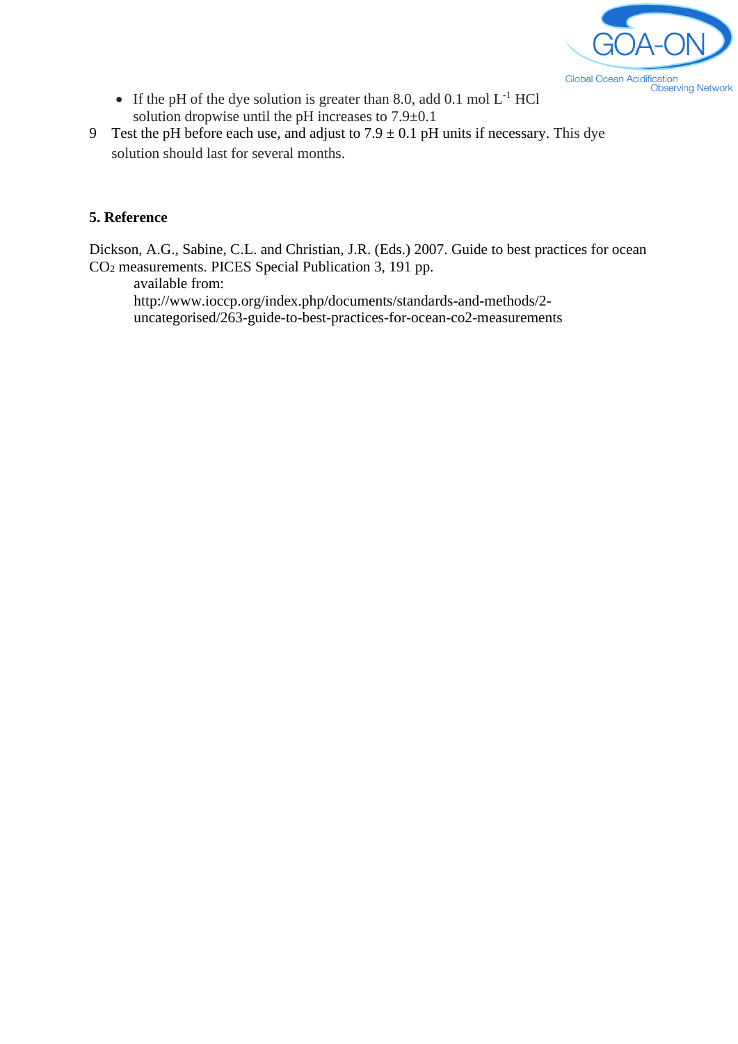- If the pH of the dye solution is greater than 8.0, add 0.1 mol $L^{-1}$ HCl solution dropwise until the pH increases to 7.9±0.1

9 Test the pH before each use, and adjust to 7.9 ± 0.1 pH units if necessary. This dye solution should last for several months.

## 5. Reference

Dickson, A.G., Sabine, C.L. and Christian, J.R. (Eds.) 2007. Guide to best practices for ocean $CO_2$ measurements. PICES Special Publication 3, 191 pp.
available from:
http://www.ioccp.org/index.php/documents/standards-and-methods/2-uncategorised/263-guide-to-best-practices-for-ocean-co2-measurements